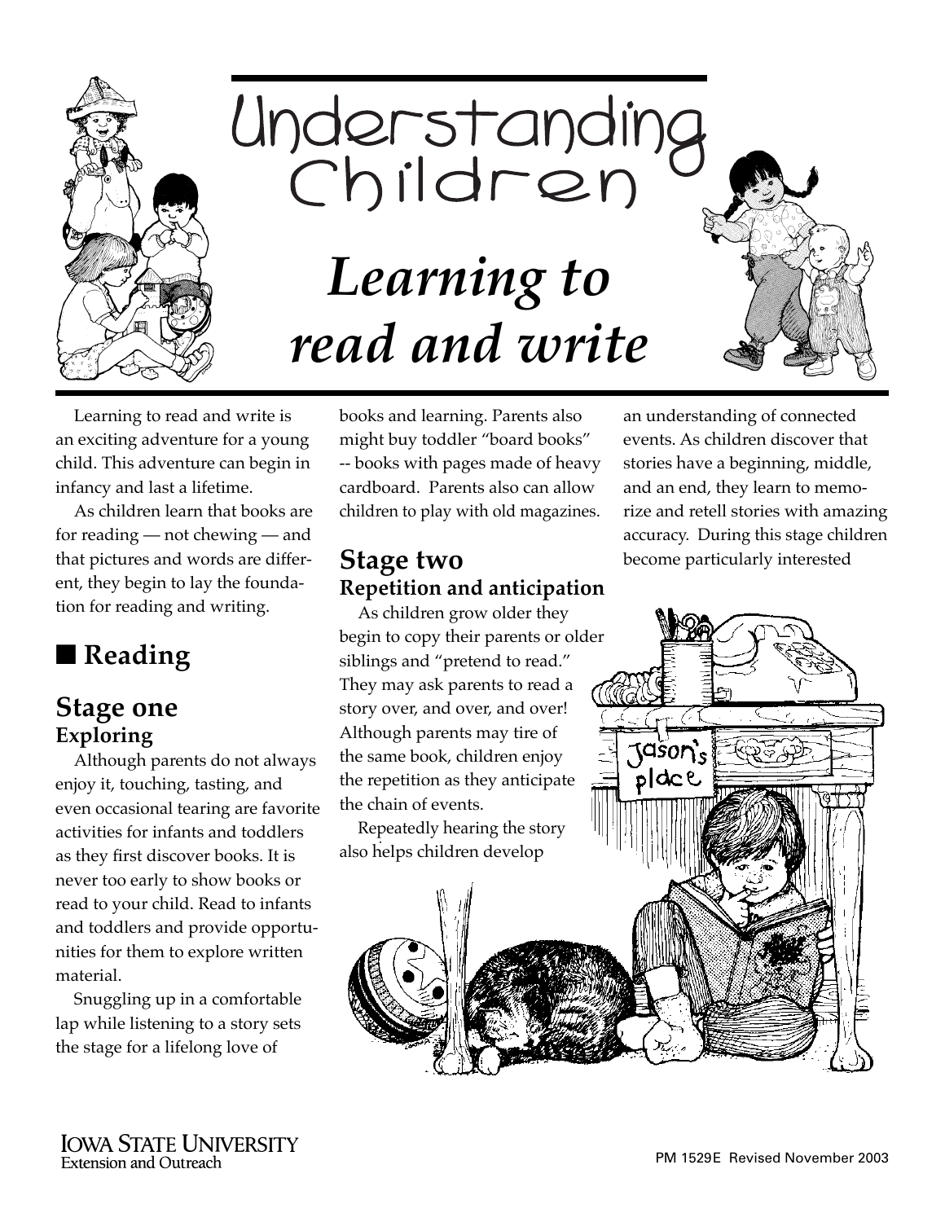# Understanding Children

## *Learning to read and write*

Learning to read and write is an exciting adventure for a young child. This adventure can begin in infancy and last a lifetime.

As children learn that books are for reading — not chewing — and that pictures and words are different, they begin to lay the foundation for reading and writing.

## ■ Reading

### Stage one
**Exploring**

Although parents do not always enjoy it, touching, tasting, and even occasional tearing are favorite activities for infants and toddlers as they first discover books. It is never too early to show books or read to your child. Read to infants and toddlers and provide opportunities for them to explore written material.

Snuggling up in a comfortable lap while listening to a story sets the stage for a lifelong love of books and learning. Parents also might buy toddler "board books" -- books with pages made of heavy cardboard. Parents also can allow children to play with old magazines.

### Stage two
**Repetition and anticipation**

As children grow older they begin to copy their parents or older siblings and "pretend to read." They may ask parents to read a story over, and over, and over! Although parents may tire of the same book, children enjoy the repetition as they anticipate the chain of events.

Repeatedly hearing the story also helps children develop an understanding of connected events. As children discover that stories have a beginning, middle, and an end, they learn to memorize and retell stories with amazing accuracy. During this stage children become particularly interested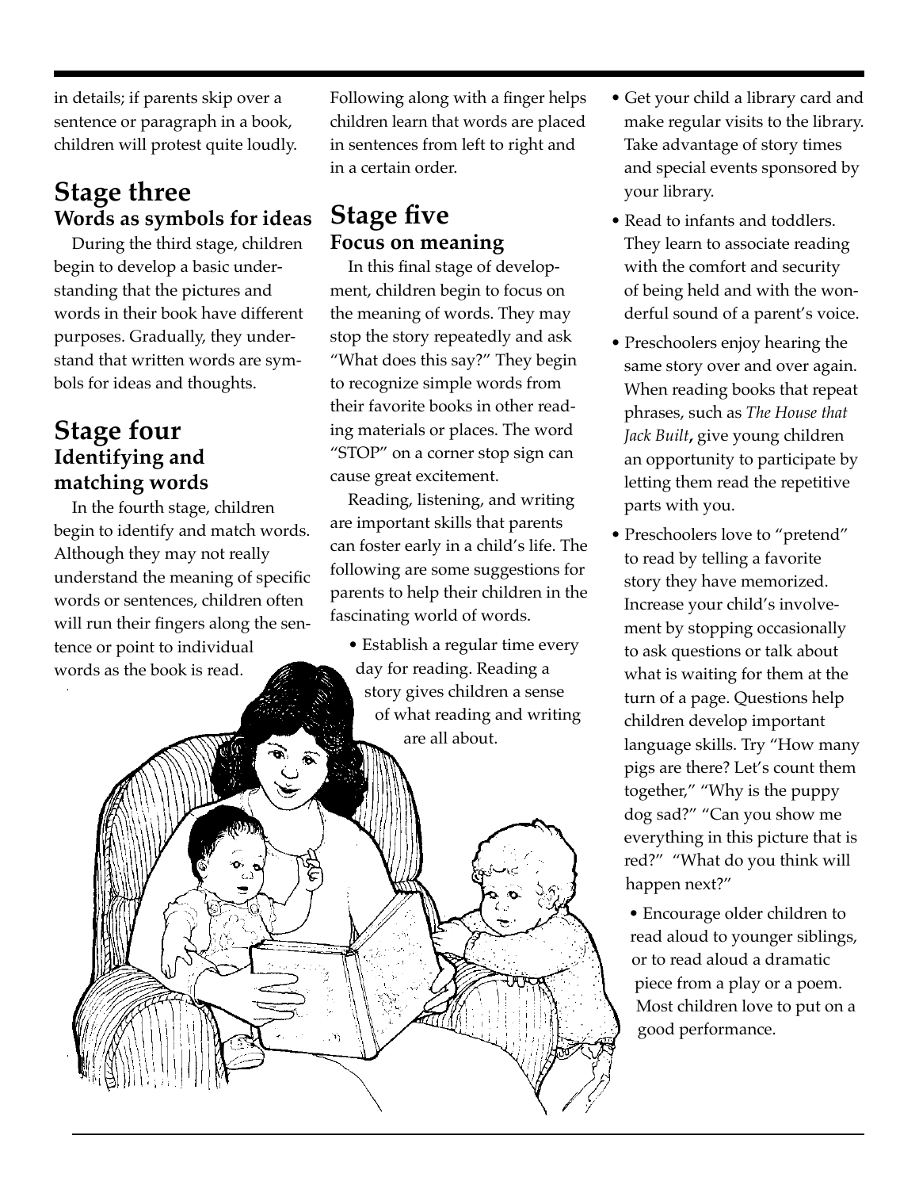in details; if parents skip over a sentence or paragraph in a book, children will protest quite loudly.

## Stage three
### Words as symbols for ideas

During the third stage, children begin to develop a basic understanding that the pictures and words in their book have different purposes. Gradually, they understand that written words are symbols for ideas and thoughts.

## Stage four
### Identifying and matching words

In the fourth stage, children begin to identify and match words. Although they may not really understand the meaning of specific words or sentences, children often will run their fingers along the sentence or point to individual words as the book is read. Following along with a finger helps children learn that words are placed in sentences from left to right and in a certain order.

## Stage five
### Focus on meaning

In this final stage of development, children begin to focus on the meaning of words. They may stop the story repeatedly and ask "What does this say?" They begin to recognize simple words from their favorite books in other reading materials or places. The word "STOP" on a corner stop sign can cause great excitement.

Reading, listening, and writing are important skills that parents can foster early in a child's life. The following are some suggestions for parents to help their children in the fascinating world of words.

- Establish a regular time every day for reading. Reading a story gives children a sense of what reading and writing are all about.
- Get your child a library card and make regular visits to the library. Take advantage of story times and special events sponsored by your library.
- Read to infants and toddlers. They learn to associate reading with the comfort and security of being held and with the wonderful sound of a parent's voice.
- Preschoolers enjoy hearing the same story over and over again. When reading books that repeat phrases, such as *The House that Jack Built*, give young children an opportunity to participate by letting them read the repetitive parts with you.
- Preschoolers love to "pretend" to read by telling a favorite story they have memorized. Increase your child's involvement by stopping occasionally to ask questions or talk about what is waiting for them at the turn of a page. Questions help children develop important language skills. Try "How many pigs are there? Let's count them together," "Why is the puppy dog sad?" "Can you show me everything in this picture that is red?" "What do you think will happen next?"
- Encourage older children to read aloud to younger siblings, or to read aloud a dramatic piece from a play or a poem. Most children love to put on a good performance.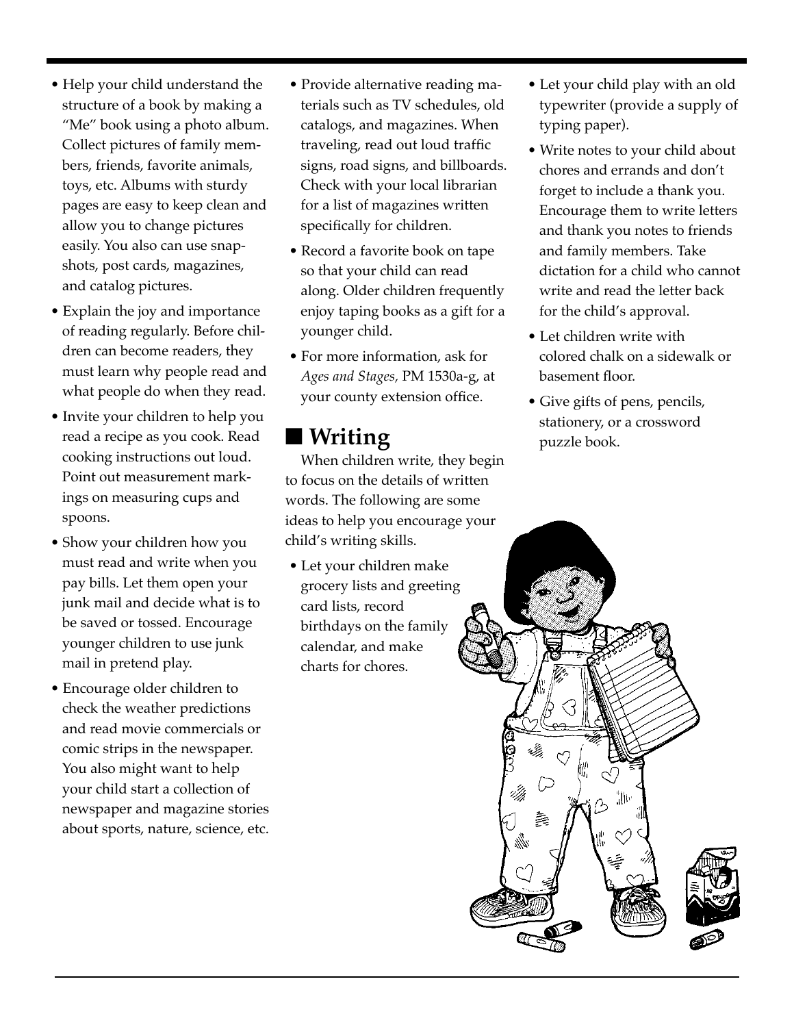- Help your child understand the structure of a book by making a "Me" book using a photo album. Collect pictures of family members, friends, favorite animals, toys, etc. Albums with sturdy pages are easy to keep clean and allow you to change pictures easily. You also can use snapshots, post cards, magazines, and catalog pictures.
- Explain the joy and importance of reading regularly. Before children can become readers, they must learn why people read and what people do when they read.
- Invite your children to help you read a recipe as you cook. Read cooking instructions out loud. Point out measurement markings on measuring cups and spoons.
- Show your children how you must read and write when you pay bills. Let them open your junk mail and decide what is to be saved or tossed. Encourage younger children to use junk mail in pretend play.
- Encourage older children to check the weather predictions and read movie commercials or comic strips in the newspaper. You also might want to help your child start a collection of newspaper and magazine stories about sports, nature, science, etc.
- Provide alternative reading materials such as TV schedules, old catalogs, and magazines. When traveling, read out loud traffic signs, road signs, and billboards. Check with your local librarian for a list of magazines written specifically for children.
- Record a favorite book on tape so that your child can read along. Older children frequently enjoy taping books as a gift for a younger child.
- For more information, ask for *Ages and Stages,* PM 1530a-g, at your county extension office.

## ■ Writing

When children write, they begin to focus on the details of written words. The following are some ideas to help you encourage your child's writing skills.

- Let your children make grocery lists and greeting card lists, record birthdays on the family calendar, and make charts for chores.
- Let your child play with an old typewriter (provide a supply of typing paper).
- Write notes to your child about chores and errands and don't forget to include a thank you. Encourage them to write letters and thank you notes to friends and family members. Take dictation for a child who cannot write and read the letter back for the child's approval.
- Let children write with colored chalk on a sidewalk or basement floor.
- Give gifts of pens, pencils, stationery, or a crossword puzzle book.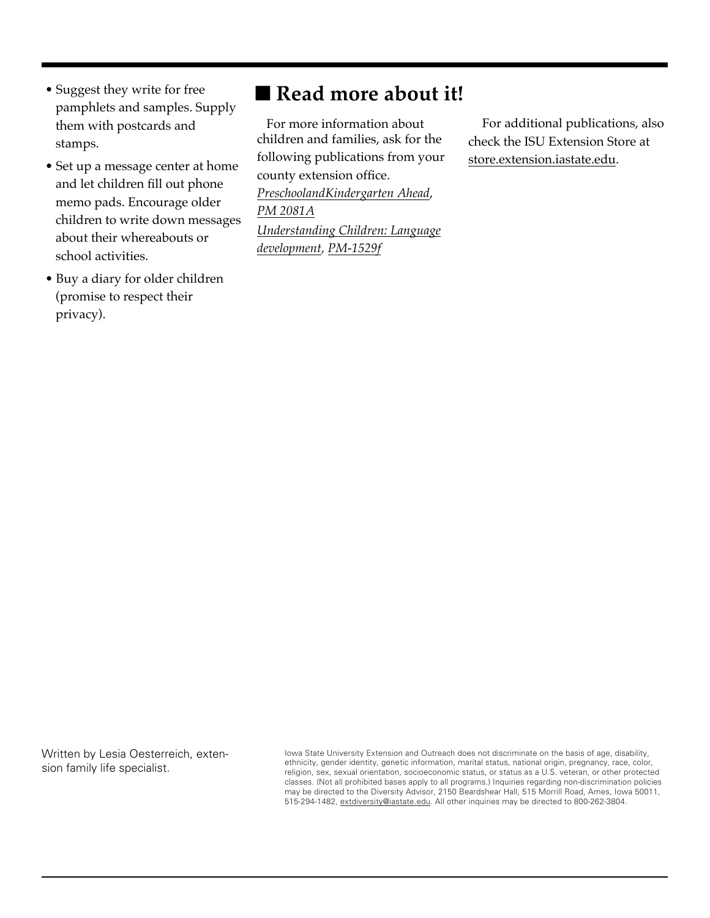- Suggest they write for free pamphlets and samples. Supply them with postcards and stamps.
- Set up a message center at home and let children fill out phone memo pads. Encourage older children to write down messages about their whereabouts or school activities.
- Buy a diary for older children (promise to respect their privacy).

## ■ Read more about it!

For more information about children and families, ask for the following publications from your county extension office.

*PreschoolandKindergarten Ahead*, PM 2081A

*Understanding Children: Language development*, *PM-1529f*

For additional publications, also check the ISU Extension Store at store.extension.iastate.edu.

Written by Lesia Oesterreich, extension family life specialist.

Iowa State University Extension and Outreach does not discriminate on the basis of age, disability, ethnicity, gender identity, genetic information, marital status, national origin, pregnancy, race, color, religion, sex, sexual orientation, socioeconomic status, or status as a U.S. veteran, or other protected classes. (Not all prohibited bases apply to all programs.) Inquiries regarding non-discrimination policies may be directed to the Diversity Advisor, 2150 Beardshear Hall, 515 Morrill Road, Ames, Iowa 50011, 515-294-1482, extdiversity@iastate.edu. All other inquiries may be directed to 800-262-3804.